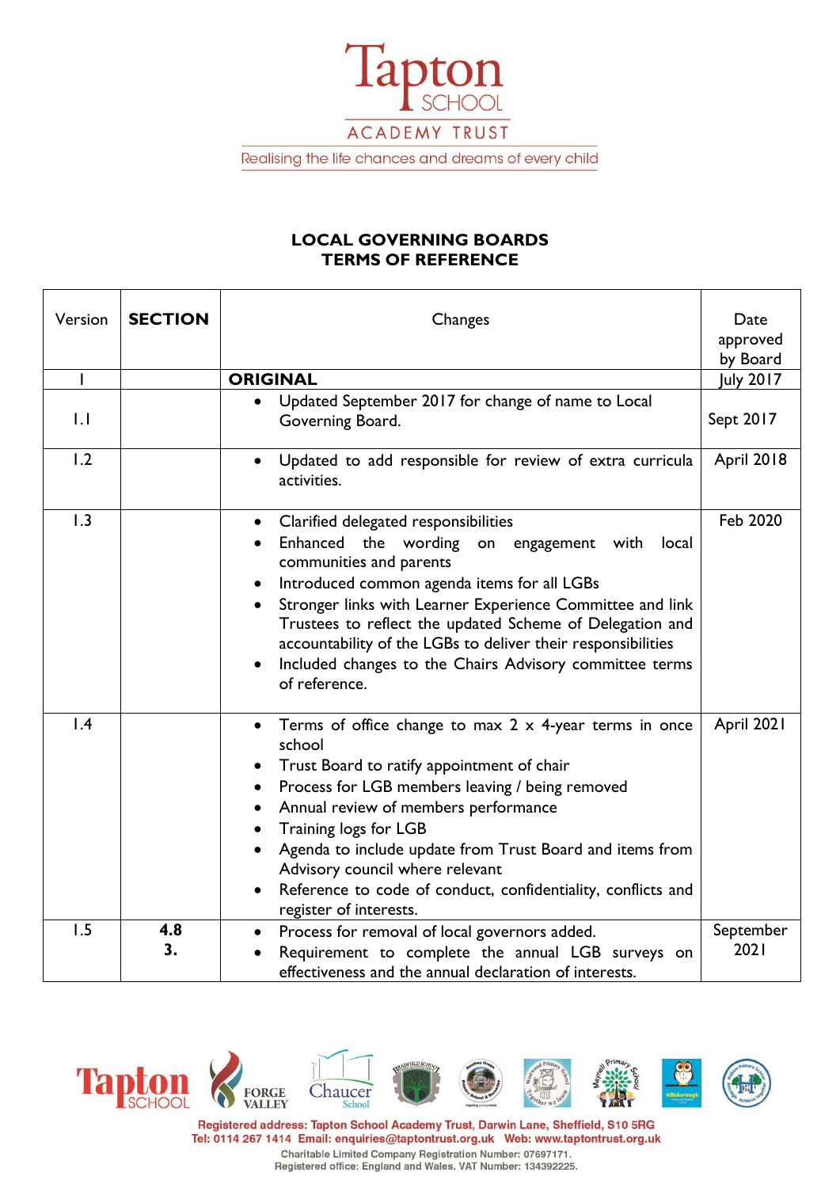# LOCAL GOVERNING BOARDS
# TERMS OF REFERENCE

| Version | SECTION | Changes | Date approved by Board |
|---|---|---|---|
| 1 | | **ORIGINAL** | July 2017 |
| 1.1 | | • Updated September 2017 for change of name to Local Governing Board. | Sept 2017 |
| 1.2 | | • Updated to add responsible for review of extra curricula activities. | April 2018 |
| 1.3 | | • Clarified delegated responsibilities<br>• Enhanced the wording on engagement with local communities and parents<br>• Introduced common agenda items for all LGBs<br>• Stronger links with Learner Experience Committee and link Trustees to reflect the updated Scheme of Delegation and accountability of the LGBs to deliver their responsibilities<br>• Included changes to the Chairs Advisory committee terms of reference. | Feb 2020 |
| 1.4 | | • Terms of office change to max 2 x 4-year terms in once school<br>• Trust Board to ratify appointment of chair<br>• Process for LGB members leaving / being removed<br>• Annual review of members performance<br>• Training logs for LGB<br>• Agenda to include update from Trust Board and items from Advisory council where relevant<br>• Reference to code of conduct, confidentiality, conflicts and register of interests. | April 2021 |
| 1.5 | **4.8**<br>**3.** | • Process for removal of local governors added.<br>• Requirement to complete the annual LGB surveys on effectiveness and the annual declaration of interests. | September 2021 |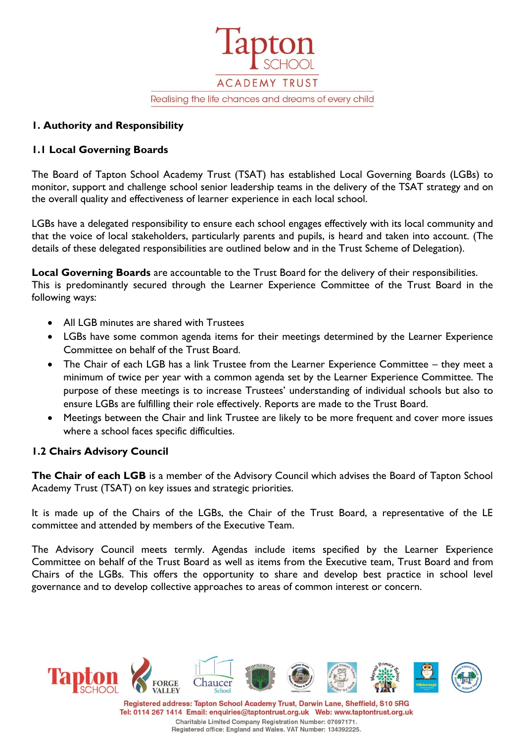## 1. Authority and Responsibility

### 1.1 Local Governing Boards

The Board of Tapton School Academy Trust (TSAT) has established Local Governing Boards (LGBs) to monitor, support and challenge school senior leadership teams in the delivery of the TSAT strategy and on the overall quality and effectiveness of learner experience in each local school.

LGBs have a delegated responsibility to ensure each school engages effectively with its local community and that the voice of local stakeholders, particularly parents and pupils, is heard and taken into account. (The details of these delegated responsibilities are outlined below and in the Trust Scheme of Delegation).

**Local Governing Boards** are accountable to the Trust Board for the delivery of their responsibilities. This is predominantly secured through the Learner Experience Committee of the Trust Board in the following ways:

- All LGB minutes are shared with Trustees
- LGBs have some common agenda items for their meetings determined by the Learner Experience Committee on behalf of the Trust Board.
- The Chair of each LGB has a link Trustee from the Learner Experience Committee – they meet a minimum of twice per year with a common agenda set by the Learner Experience Committee. The purpose of these meetings is to increase Trustees' understanding of individual schools but also to ensure LGBs are fulfilling their role effectively. Reports are made to the Trust Board.
- Meetings between the Chair and link Trustee are likely to be more frequent and cover more issues where a school faces specific difficulties.

### 1.2 Chairs Advisory Council

**The Chair of each LGB** is a member of the Advisory Council which advises the Board of Tapton School Academy Trust (TSAT) on key issues and strategic priorities.

It is made up of the Chairs of the LGBs, the Chair of the Trust Board, a representative of the LE committee and attended by members of the Executive Team.

The Advisory Council meets termly. Agendas include items specified by the Learner Experience Committee on behalf of the Trust Board as well as items from the Executive team, Trust Board and from Chairs of the LGBs. This offers the opportunity to share and develop best practice in school level governance and to develop collective approaches to areas of common interest or concern.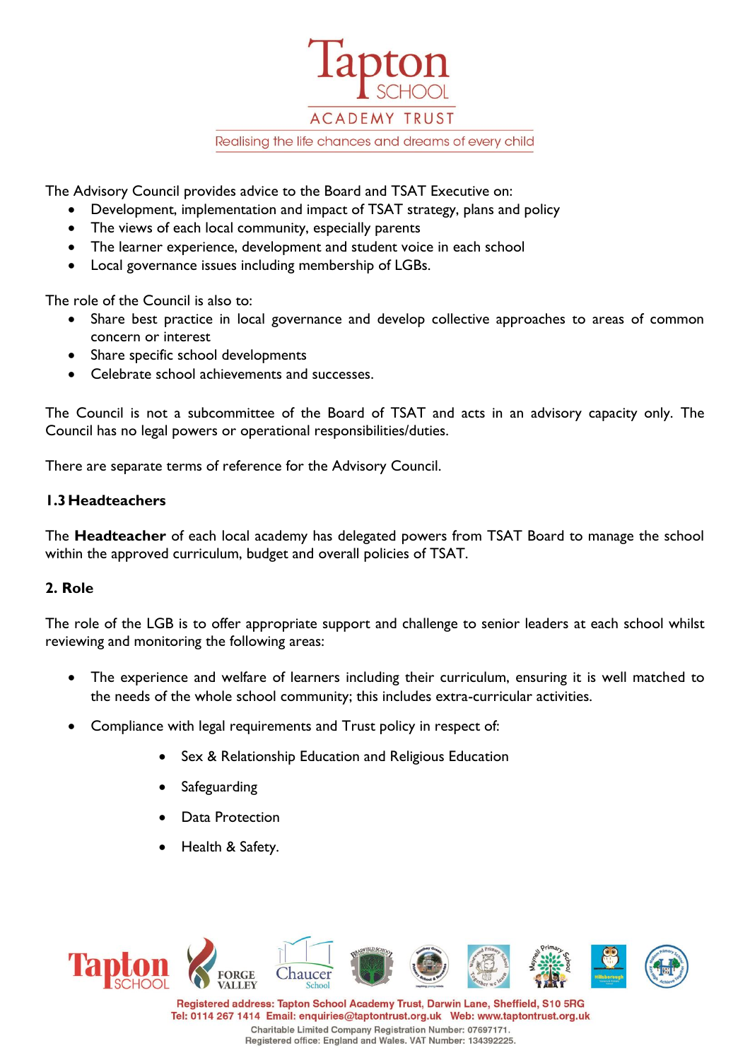The Advisory Council provides advice to the Board and TSAT Executive on:

- Development, implementation and impact of TSAT strategy, plans and policy
- The views of each local community, especially parents
- The learner experience, development and student voice in each school
- Local governance issues including membership of LGBs.

The role of the Council is also to:

- Share best practice in local governance and develop collective approaches to areas of common concern or interest
- Share specific school developments
- Celebrate school achievements and successes.

The Council is not a subcommittee of the Board of TSAT and acts in an advisory capacity only. The Council has no legal powers or operational responsibilities/duties.

There are separate terms of reference for the Advisory Council.

### 1.3 Headteachers

The **Headteacher** of each local academy has delegated powers from TSAT Board to manage the school within the approved curriculum, budget and overall policies of TSAT.

## 2. Role

The role of the LGB is to offer appropriate support and challenge to senior leaders at each school whilst reviewing and monitoring the following areas:

- The experience and welfare of learners including their curriculum, ensuring it is well matched to the needs of the whole school community; this includes extra-curricular activities.
- Compliance with legal requirements and Trust policy in respect of:
  - Sex & Relationship Education and Religious Education
  - Safeguarding
  - Data Protection
  - Health & Safety.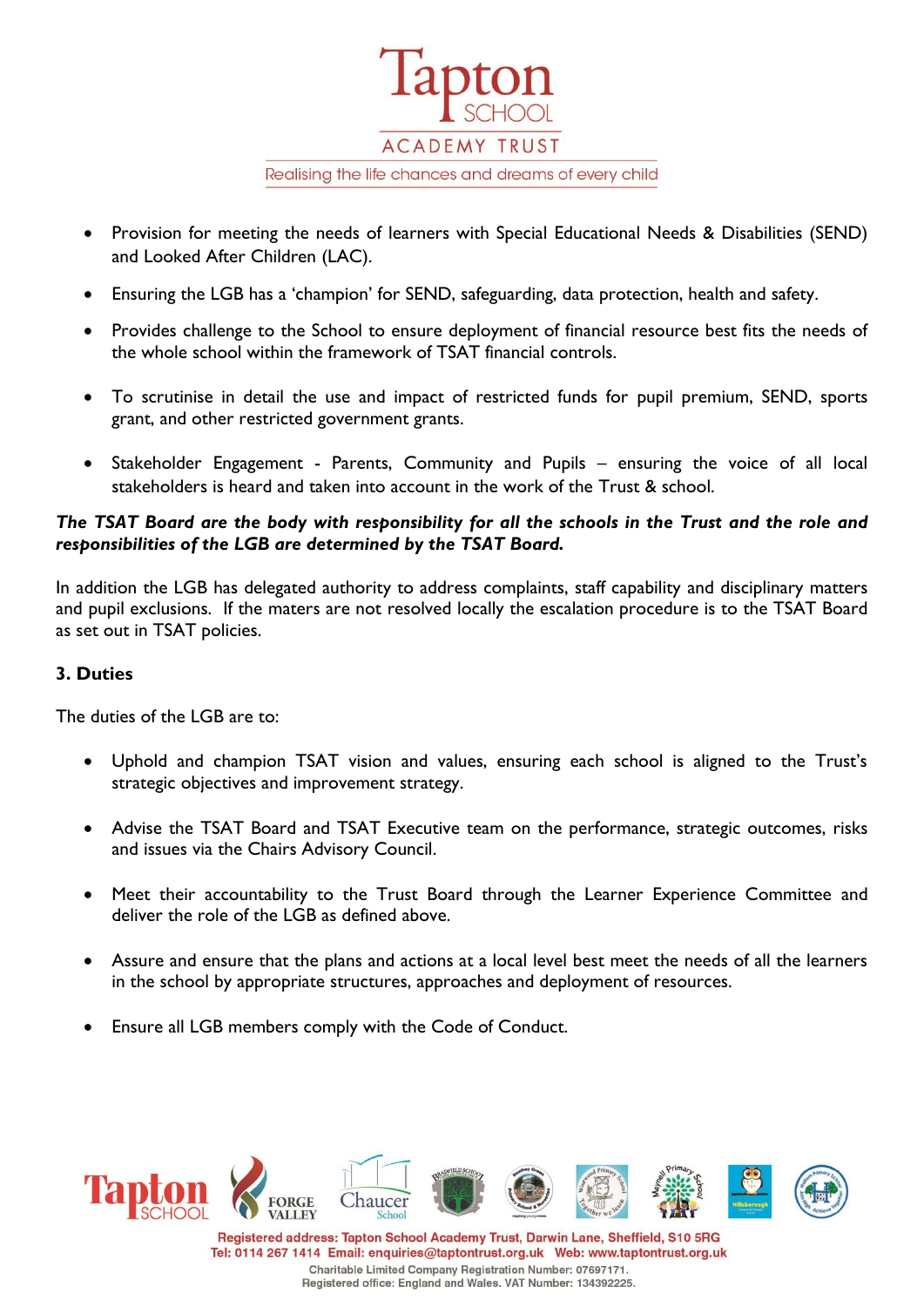- Provision for meeting the needs of learners with Special Educational Needs & Disabilities (SEND) and Looked After Children (LAC).
- Ensuring the LGB has a 'champion' for SEND, safeguarding, data protection, health and safety.
- Provides challenge to the School to ensure deployment of financial resource best fits the needs of the whole school within the framework of TSAT financial controls.
- To scrutinise in detail the use and impact of restricted funds for pupil premium, SEND, sports grant, and other restricted government grants.
- Stakeholder Engagement - Parents, Community and Pupils – ensuring the voice of all local stakeholders is heard and taken into account in the work of the Trust & school.

***The TSAT Board are the body with responsibility for all the schools in the Trust and the role and responsibilities of the LGB are determined by the TSAT Board.***

In addition the LGB has delegated authority to address complaints, staff capability and disciplinary matters and pupil exclusions. If the maters are not resolved locally the escalation procedure is to the TSAT Board as set out in TSAT policies.

### 3. Duties

The duties of the LGB are to:

- Uphold and champion TSAT vision and values, ensuring each school is aligned to the Trust's strategic objectives and improvement strategy.
- Advise the TSAT Board and TSAT Executive team on the performance, strategic outcomes, risks and issues via the Chairs Advisory Council.
- Meet their accountability to the Trust Board through the Learner Experience Committee and deliver the role of the LGB as defined above.
- Assure and ensure that the plans and actions at a local level best meet the needs of all the learners in the school by appropriate structures, approaches and deployment of resources.
- Ensure all LGB members comply with the Code of Conduct.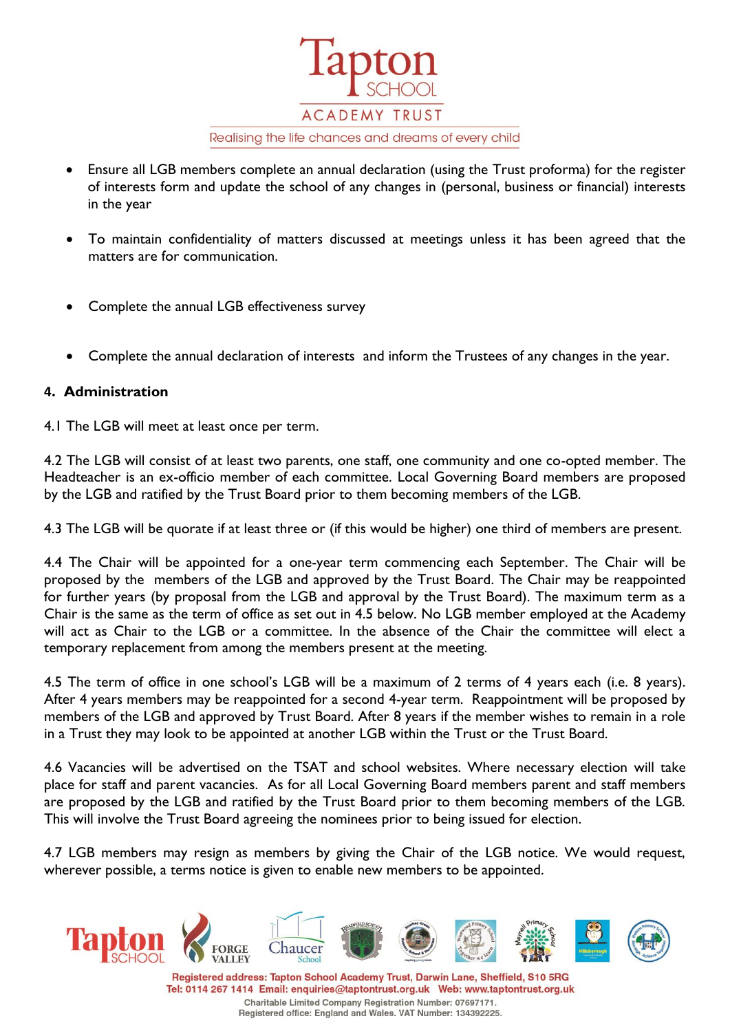- Ensure all LGB members complete an annual declaration (using the Trust proforma) for the register of interests form and update the school of any changes in (personal, business or financial) interests in the year

- To maintain confidentiality of matters discussed at meetings unless it has been agreed that the matters are for communication.

- Complete the annual LGB effectiveness survey

- Complete the annual declaration of interests and inform the Trustees of any changes in the year.

## 4. Administration

4.1 The LGB will meet at least once per term.

4.2 The LGB will consist of at least two parents, one staff, one community and one co-opted member. The Headteacher is an ex-officio member of each committee. Local Governing Board members are proposed by the LGB and ratified by the Trust Board prior to them becoming members of the LGB.

4.3 The LGB will be quorate if at least three or (if this would be higher) one third of members are present.

4.4 The Chair will be appointed for a one-year term commencing each September. The Chair will be proposed by the members of the LGB and approved by the Trust Board. The Chair may be reappointed for further years (by proposal from the LGB and approval by the Trust Board). The maximum term as a Chair is the same as the term of office as set out in 4.5 below. No LGB member employed at the Academy will act as Chair to the LGB or a committee. In the absence of the Chair the committee will elect a temporary replacement from among the members present at the meeting.

4.5 The term of office in one school's LGB will be a maximum of 2 terms of 4 years each (i.e. 8 years). After 4 years members may be reappointed for a second 4-year term. Reappointment will be proposed by members of the LGB and approved by Trust Board. After 8 years if the member wishes to remain in a role in a Trust they may look to be appointed at another LGB within the Trust or the Trust Board.

4.6 Vacancies will be advertised on the TSAT and school websites. Where necessary election will take place for staff and parent vacancies. As for all Local Governing Board members parent and staff members are proposed by the LGB and ratified by the Trust Board prior to them becoming members of the LGB. This will involve the Trust Board agreeing the nominees prior to being issued for election.

4.7 LGB members may resign as members by giving the Chair of the LGB notice. We would request, wherever possible, a terms notice is given to enable new members to be appointed.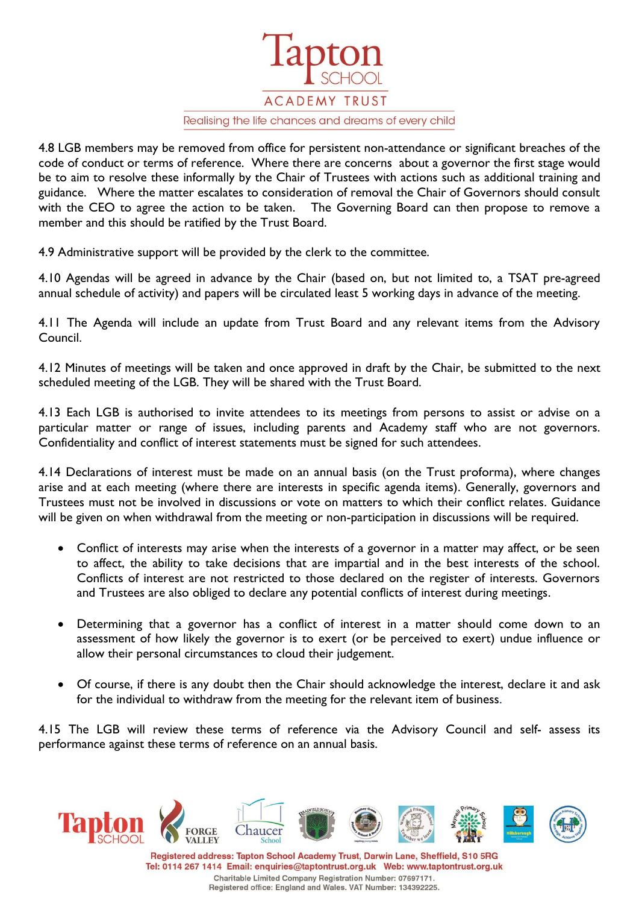4.8 LGB members may be removed from office for persistent non-attendance or significant breaches of the code of conduct or terms of reference. Where there are concerns about a governor the first stage would be to aim to resolve these informally by the Chair of Trustees with actions such as additional training and guidance. Where the matter escalates to consideration of removal the Chair of Governors should consult with the CEO to agree the action to be taken. The Governing Board can then propose to remove a member and this should be ratified by the Trust Board.

4.9 Administrative support will be provided by the clerk to the committee.

4.10 Agendas will be agreed in advance by the Chair (based on, but not limited to, a TSAT pre-agreed annual schedule of activity) and papers will be circulated least 5 working days in advance of the meeting.

4.11 The Agenda will include an update from Trust Board and any relevant items from the Advisory Council.

4.12 Minutes of meetings will be taken and once approved in draft by the Chair, be submitted to the next scheduled meeting of the LGB. They will be shared with the Trust Board.

4.13 Each LGB is authorised to invite attendees to its meetings from persons to assist or advise on a particular matter or range of issues, including parents and Academy staff who are not governors. Confidentiality and conflict of interest statements must be signed for such attendees.

4.14 Declarations of interest must be made on an annual basis (on the Trust proforma), where changes arise and at each meeting (where there are interests in specific agenda items). Generally, governors and Trustees must not be involved in discussions or vote on matters to which their conflict relates. Guidance will be given on when withdrawal from the meeting or non-participation in discussions will be required.

- Conflict of interests may arise when the interests of a governor in a matter may affect, or be seen to affect, the ability to take decisions that are impartial and in the best interests of the school. Conflicts of interest are not restricted to those declared on the register of interests. Governors and Trustees are also obliged to declare any potential conflicts of interest during meetings.

- Determining that a governor has a conflict of interest in a matter should come down to an assessment of how likely the governor is to exert (or be perceived to exert) undue influence or allow their personal circumstances to cloud their judgement.

- Of course, if there is any doubt then the Chair should acknowledge the interest, declare it and ask for the individual to withdraw from the meeting for the relevant item of business.

4.15 The LGB will review these terms of reference via the Advisory Council and self- assess its performance against these terms of reference on an annual basis.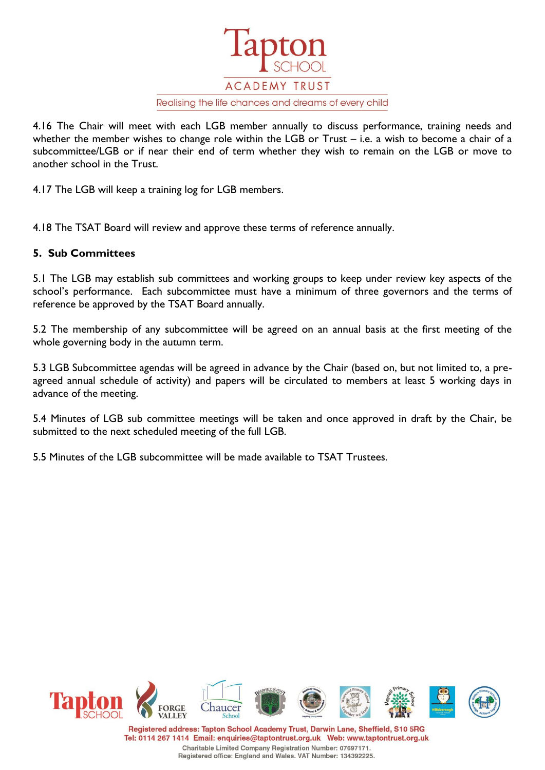4.16 The Chair will meet with each LGB member annually to discuss performance, training needs and whether the member wishes to change role within the LGB or Trust – i.e. a wish to become a chair of a subcommittee/LGB or if near their end of term whether they wish to remain on the LGB or move to another school in the Trust.

4.17 The LGB will keep a training log for LGB members.

4.18 The TSAT Board will review and approve these terms of reference annually.

**5. Sub Committees**

5.1 The LGB may establish sub committees and working groups to keep under review key aspects of the school's performance. Each subcommittee must have a minimum of three governors and the terms of reference be approved by the TSAT Board annually.

5.2 The membership of any subcommittee will be agreed on an annual basis at the first meeting of the whole governing body in the autumn term.

5.3 LGB Subcommittee agendas will be agreed in advance by the Chair (based on, but not limited to, a pre-agreed annual schedule of activity) and papers will be circulated to members at least 5 working days in advance of the meeting.

5.4 Minutes of LGB sub committee meetings will be taken and once approved in draft by the Chair, be submitted to the next scheduled meeting of the full LGB.

5.5 Minutes of the LGB subcommittee will be made available to TSAT Trustees.